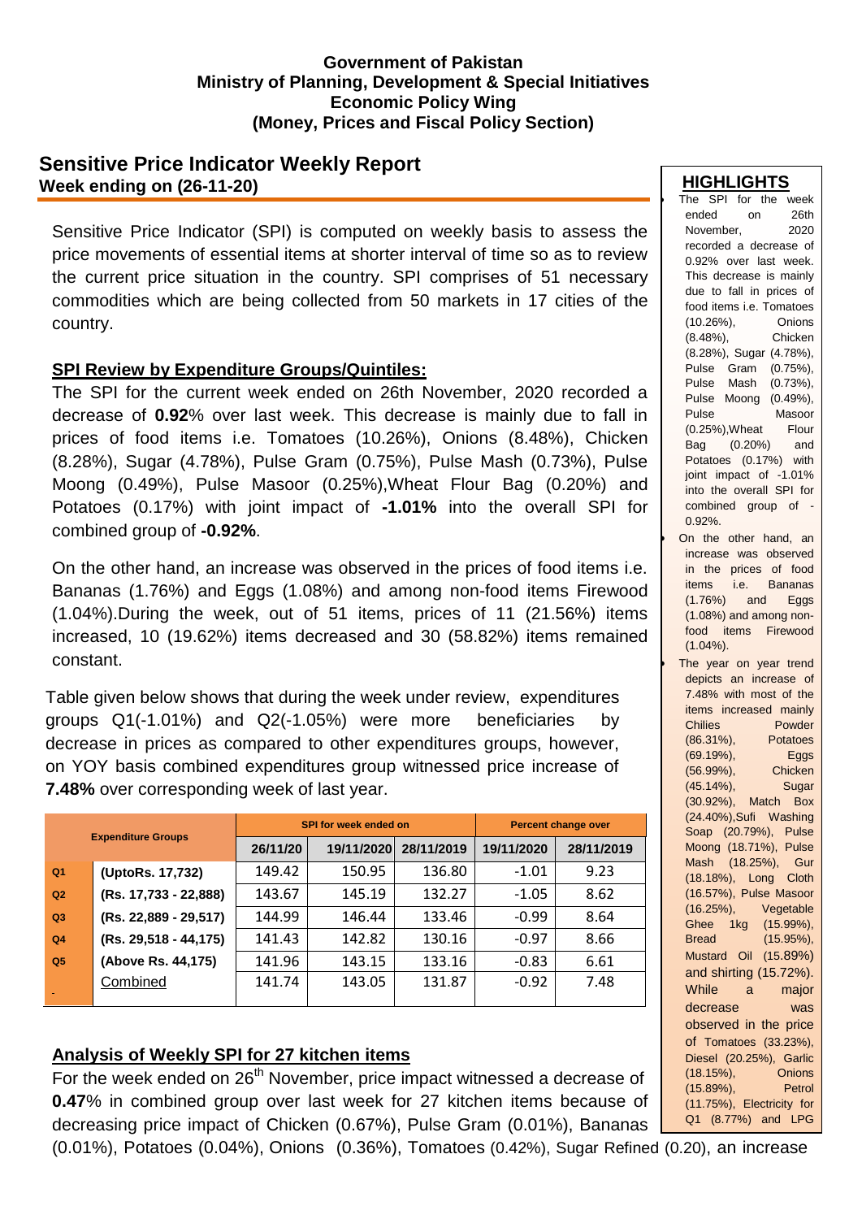**Government of Pakistan**
**Ministry of Planning, Development & Special Initiatives**
**Economic Policy Wing**
**(Money, Prices and Fiscal Policy Section)**

# Sensitive Price Indicator Weekly Report

**Week ending on (26-11-20)**

Sensitive Price Indicator (SPI) is computed on weekly basis to assess the price movements of essential items at shorter interval of time so as to review the current price situation in the country. SPI comprises of 51 necessary commodities which are being collected from 50 markets in 17 cities of the country.

## SPI Review by Expenditure Groups/Quintiles:

The SPI for the current week ended on 26th November, 2020 recorded a decrease of **0.92**% over last week. This decrease is mainly due to fall in prices of food items i.e. Tomatoes (10.26%), Onions (8.48%), Chicken (8.28%), Sugar (4.78%), Pulse Gram (0.75%), Pulse Mash (0.73%), Pulse Moong (0.49%), Pulse Masoor (0.25%),Wheat Flour Bag (0.20%) and Potatoes (0.17%) with joint impact of **-1.01%** into the overall SPI for combined group of **-0.92%**.

On the other hand, an increase was observed in the prices of food items i.e. Bananas (1.76%) and Eggs (1.08%) and among non-food items Firewood (1.04%).During the week, out of 51 items, prices of 11 (21.56%) items increased, 10 (19.62%) items decreased and 30 (58.82%) items remained constant.

Table given below shows that during the week under review, expenditures groups Q1(-1.01%) and Q2(-1.05%) were more beneficiaries by decrease in prices as compared to other expenditures groups, however, on YOY basis combined expenditures group witnessed price increase of **7.48%** over corresponding week of last year.

| Expenditure Groups | | SPI for week ended on | | | Percent change over | |
|---|---|---|---|---|---|---|
| | | 26/11/20 | 19/11/2020 | 28/11/2019 | 19/11/2020 | 28/11/2019 |
| Q1 | (UptoRs. 17,732) | 149.42 | 150.95 | 136.80 | -1.01 | 9.23 |
| Q2 | (Rs. 17,733 - 22,888) | 143.67 | 145.19 | 132.27 | -1.05 | 8.62 |
| Q3 | (Rs. 22,889 - 29,517) | 144.99 | 146.44 | 133.46 | -0.99 | 8.64 |
| Q4 | (Rs. 29,518 - 44,175) | 141.43 | 142.82 | 130.16 | -0.97 | 8.66 |
| Q5 | (Above Rs. 44,175) | 141.96 | 143.15 | 133.16 | -0.83 | 6.61 |
| | Combined | 141.74 | 143.05 | 131.87 | -0.92 | 7.48 |

## Analysis of Weekly SPI for 27 kitchen items

For the week ended on 26th November, price impact witnessed a decrease of **0.47**% in combined group over last week for 27 kitchen items because of decreasing price impact of Chicken (0.67%), Pulse Gram (0.01%), Bananas (0.01%), Potatoes (0.04%), Onions (0.36%), Tomatoes (0.42%), Sugar Refined (0.20), an increase

## HIGHLIGHTS

- The SPI for the week ended on 26th November, 2020 recorded a decrease of 0.92% over last week. This decrease is mainly due to fall in prices of food items i.e. Tomatoes (10.26%), Onions (8.48%), Chicken (8.28%), Sugar (4.78%), Pulse Gram (0.75%), Pulse Mash (0.73%), Pulse Moong (0.49%), Pulse Masoor (0.25%),Wheat Flour Bag (0.20%) and Potatoes (0.17%) with joint impact of -1.01% into the overall SPI for combined group of -0.92%.
- On the other hand, an increase was observed in the prices of food items i.e. Bananas (1.76%) and Eggs (1.08%) and among non-food items Firewood (1.04%).
- The year on year trend depicts an increase of 7.48% with most of the items increased mainly Chilies Powder (86.31%), Potatoes (69.19%), Eggs (56.99%), Chicken (45.14%), Sugar (30.92%), Match Box (24.40%),Sufi Washing Soap (20.79%), Pulse Moong (18.71%), Pulse Mash (18.25%), Gur (18.18%), Long Cloth (16.57%), Pulse Masoor (16.25%), Vegetable Ghee 1kg (15.99%), Bread (15.95%), Mustard Oil (15.89%) and shirting (15.72%). While a major decrease was observed in the price of Tomatoes (33.23%), Diesel (20.25%), Garlic (18.15%), Onions (15.89%), Petrol (11.75%), Electricity for Q1 (8.77%) and LPG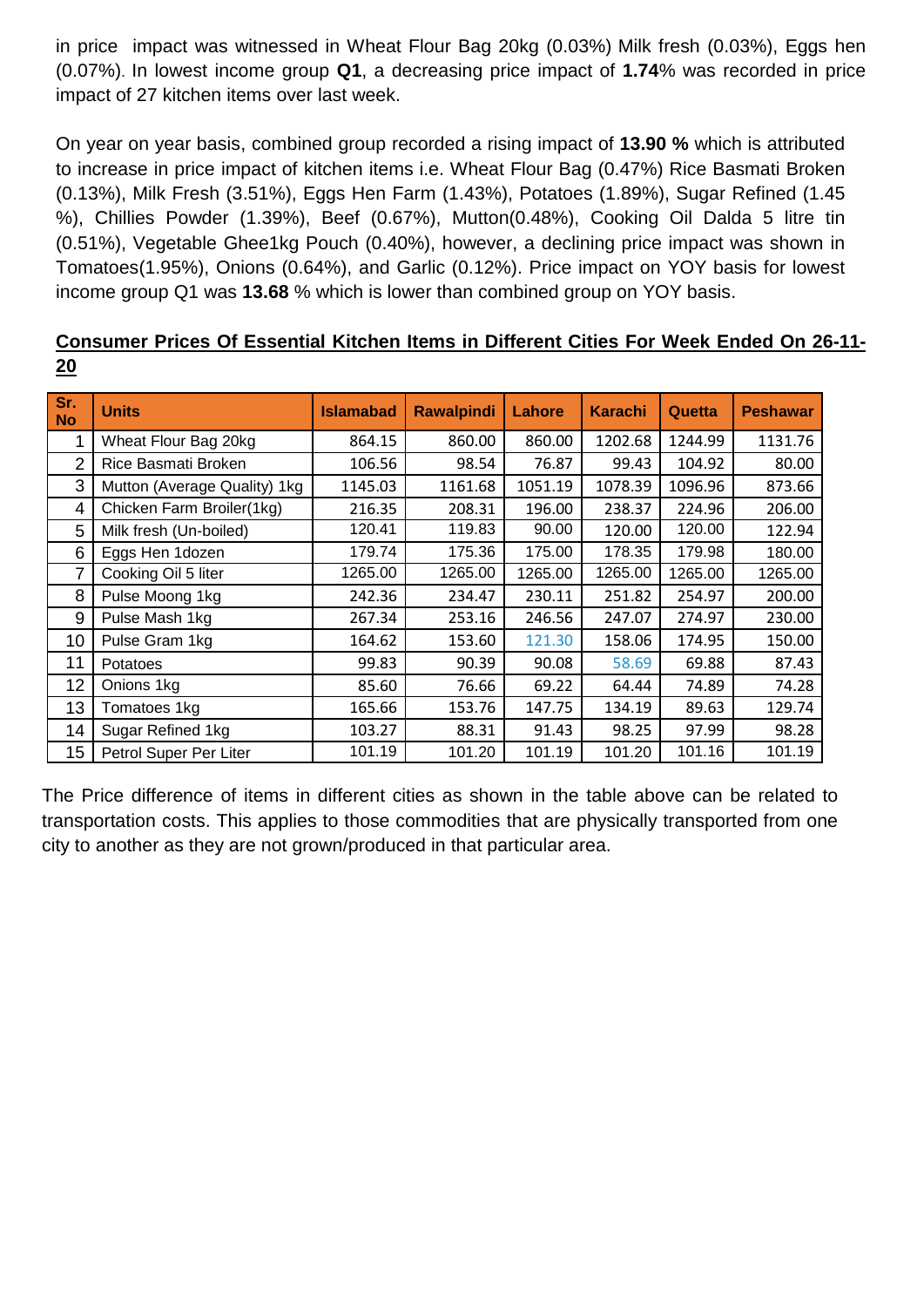in price impact was witnessed in Wheat Flour Bag 20kg (0.03%) Milk fresh (0.03%), Eggs hen (0.07%). In lowest income group **Q1**, a decreasing price impact of **1.74**% was recorded in price impact of 27 kitchen items over last week.

On year on year basis, combined group recorded a rising impact of **13.90 %** which is attributed to increase in price impact of kitchen items i.e. Wheat Flour Bag (0.47%) Rice Basmati Broken (0.13%), Milk Fresh (3.51%), Eggs Hen Farm (1.43%), Potatoes (1.89%), Sugar Refined (1.45 %), Chillies Powder (1.39%), Beef (0.67%), Mutton(0.48%), Cooking Oil Dalda 5 litre tin (0.51%), Vegetable Ghee1kg Pouch (0.40%), however, a declining price impact was shown in Tomatoes(1.95%), Onions (0.64%), and Garlic (0.12%). Price impact on YOY basis for lowest income group Q1 was **13.68** % which is lower than combined group on YOY basis.

## Consumer Prices Of Essential Kitchen Items in Different Cities For Week Ended On 26-11-20

| Sr. No | Units | Islamabad | Rawalpindi | Lahore | Karachi | Quetta | Peshawar |
|---|---|---|---|---|---|---|---|
| 1 | Wheat Flour Bag 20kg | 864.15 | 860.00 | 860.00 | 1202.68 | 1244.99 | 1131.76 |
| 2 | Rice Basmati Broken | 106.56 | 98.54 | 76.87 | 99.43 | 104.92 | 80.00 |
| 3 | Mutton (Average Quality) 1kg | 1145.03 | 1161.68 | 1051.19 | 1078.39 | 1096.96 | 873.66 |
| 4 | Chicken Farm Broiler(1kg) | 216.35 | 208.31 | 196.00 | 238.37 | 224.96 | 206.00 |
| 5 | Milk fresh (Un-boiled) | 120.41 | 119.83 | 90.00 | 120.00 | 120.00 | 122.94 |
| 6 | Eggs Hen 1dozen | 179.74 | 175.36 | 175.00 | 178.35 | 179.98 | 180.00 |
| 7 | Cooking Oil 5 liter | 1265.00 | 1265.00 | 1265.00 | 1265.00 | 1265.00 | 1265.00 |
| 8 | Pulse Moong 1kg | 242.36 | 234.47 | 230.11 | 251.82 | 254.97 | 200.00 |
| 9 | Pulse Mash 1kg | 267.34 | 253.16 | 246.56 | 247.07 | 274.97 | 230.00 |
| 10 | Pulse Gram 1kg | 164.62 | 153.60 | 121.30 | 158.06 | 174.95 | 150.00 |
| 11 | Potatoes | 99.83 | 90.39 | 90.08 | 58.69 | 69.88 | 87.43 |
| 12 | Onions 1kg | 85.60 | 76.66 | 69.22 | 64.44 | 74.89 | 74.28 |
| 13 | Tomatoes 1kg | 165.66 | 153.76 | 147.75 | 134.19 | 89.63 | 129.74 |
| 14 | Sugar Refined 1kg | 103.27 | 88.31 | 91.43 | 98.25 | 97.99 | 98.28 |
| 15 | Petrol Super Per Liter | 101.19 | 101.20 | 101.19 | 101.20 | 101.16 | 101.19 |

The Price difference of items in different cities as shown in the table above can be related to transportation costs. This applies to those commodities that are physically transported from one city to another as they are not grown/produced in that particular area.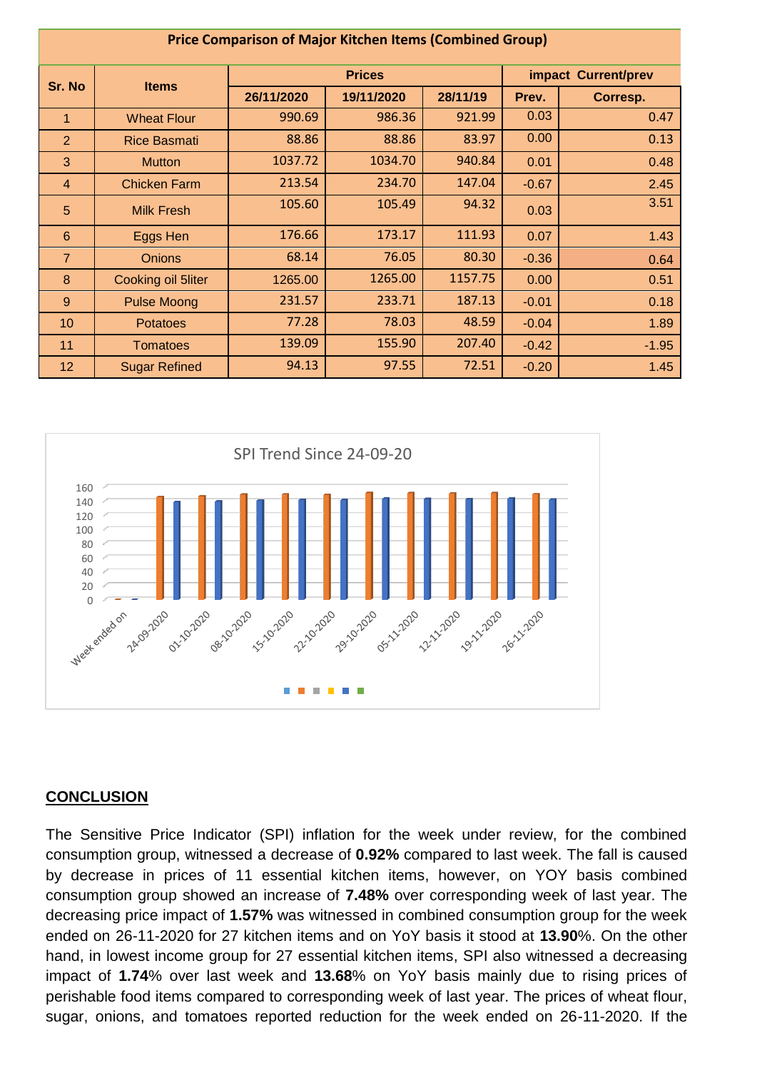| Price Comparison of Major Kitchen Items (Combined Group) | | | | | | |
|---|---|---|---|---|---|---|
| **Sr. No** | **Items** | **Prices** | | | **impact Current/prev** | |
| | | **26/11/2020** | **19/11/2020** | **28/11/19** | **Prev.** | **Corresp.** |
| 1 | Wheat Flour | 990.69 | 986.36 | 921.99 | 0.03 | 0.47 |
| 2 | Rice Basmati | 88.86 | 88.86 | 83.97 | 0.00 | 0.13 |
| 3 | Mutton | 1037.72 | 1034.70 | 940.84 | 0.01 | 0.48 |
| 4 | Chicken Farm | 213.54 | 234.70 | 147.04 | -0.67 | 2.45 |
| 5 | Milk Fresh | 105.60 | 105.49 | 94.32 | 0.03 | 3.51 |
| 6 | Eggs Hen | 176.66 | 173.17 | 111.93 | 0.07 | 1.43 |
| 7 | Onions | 68.14 | 76.05 | 80.30 | -0.36 | 0.64 |
| 8 | Cooking oil 5liter | 1265.00 | 1265.00 | 1157.75 | 0.00 | 0.51 |
| 9 | Pulse Moong | 231.57 | 233.71 | 187.13 | -0.01 | 0.18 |
| 10 | Potatoes | 77.28 | 78.03 | 48.59 | -0.04 | 1.89 |
| 11 | Tomatoes | 139.09 | 155.90 | 207.40 | -0.42 | -1.95 |
| 12 | Sugar Refined | 94.13 | 97.55 | 72.51 | -0.20 | 1.45 |

SPI Trend Since 24-09-20

## CONCLUSION

The Sensitive Price Indicator (SPI) inflation for the week under review, for the combined consumption group, witnessed a decrease of **0.92%** compared to last week. The fall is caused by decrease in prices of 11 essential kitchen items, however, on YOY basis combined consumption group showed an increase of **7.48%** over corresponding week of last year. The decreasing price impact of **1.57%** was witnessed in combined consumption group for the week ended on 26-11-2020 for 27 kitchen items and on YoY basis it stood at **13.90**%. On the other hand, in lowest income group for 27 essential kitchen items, SPI also witnessed a decreasing impact of **1.74**% over last week and **13.68**% on YoY basis mainly due to rising prices of perishable food items compared to corresponding week of last year. The prices of wheat flour, sugar, onions, and tomatoes reported reduction for the week ended on 26-11-2020. If the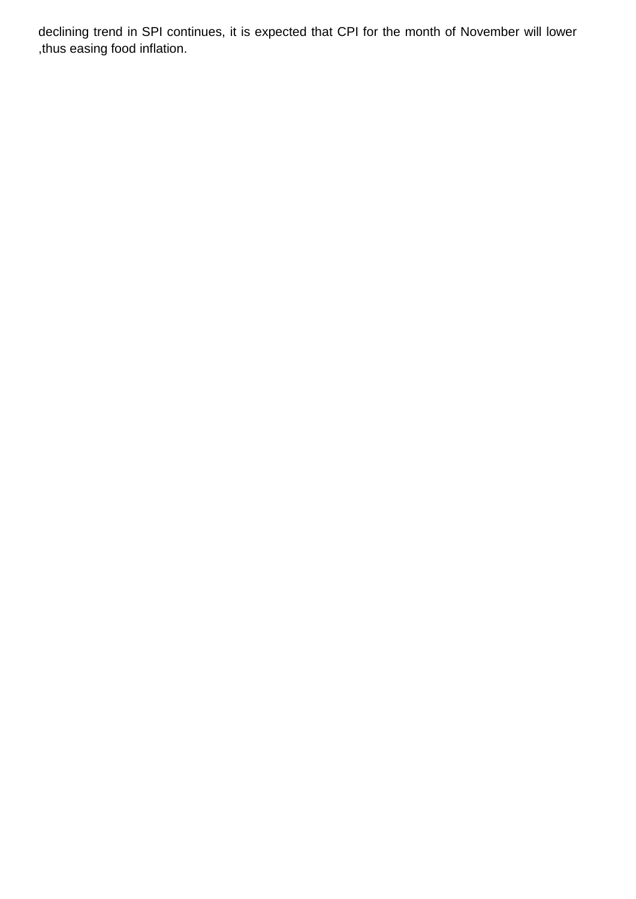declining trend in SPI continues, it is expected that CPI for the month of November will lower ,thus easing food inflation.